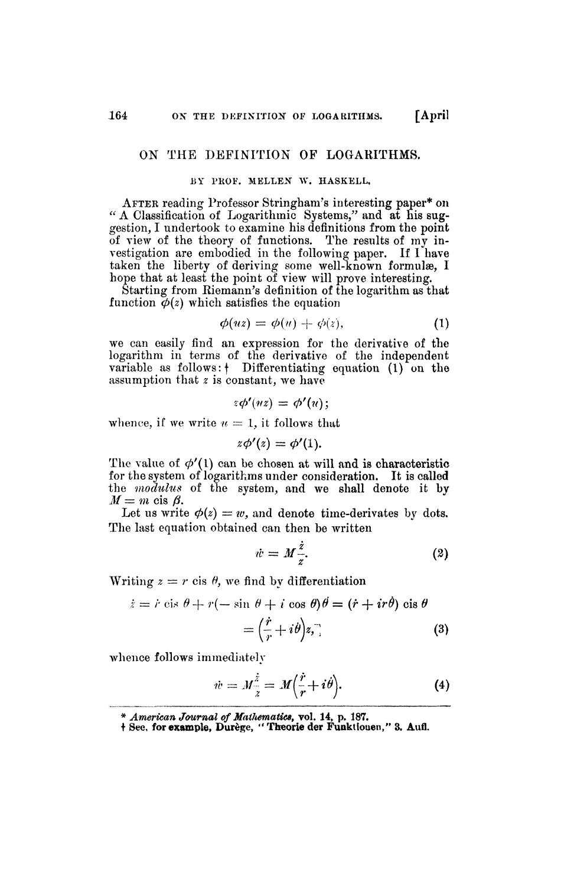# ON THE DEFINITION OF LOGARITHMS.

BY PROF. MELLEN W. HASKELL.

AFTER reading Professor Stringham's interesting paper* on "A Classification of Logarithmic Systems," and at his suggestion, I undertook to examine his definitions from the point of view of the theory of functions. The results of my investigation are embodied in the following paper. If I have taken the liberty of deriving some well-known formulæ, I hope that at least the point of view will prove interesting.

Starting from Riemann's definition of the logarithm as that function $\phi(z)$ which satisfies the equation

$$\phi(uz) = \phi(u) + \phi(z), \tag{1}$$

we can easily find an expression for the derivative of the logarithm in terms of the derivative of the independent variable as follows: † Differentiating equation (1) on the assumption that $z$ is constant, we have

$$z\phi'(uz) = \phi'(u);$$

whence, if we write $u = 1$, it follows that

$$z\phi'(z) = \phi'(1).$$

The value of $\phi'(1)$ can be chosen at will and is characteristic for the system of logarithms under consideration. It is called the *modulus* of the system, and we shall denote it by $M = m \text{ cis } \beta$.

Let us write $\phi(z) = w$, and denote time-derivates by dots. The last equation obtained can then be written

$$\dot{w} = M\frac{\dot{z}}{z}. \tag{2}$$

Writing $z = r \text{ cis } \theta$, we find by differentiation

$$\dot{z} = \dot{r} \text{ cis } \theta + r(-\sin\theta + i\cos\theta)\dot{\theta} = (\dot{r} + ir\dot{\theta}) \text{ cis } \theta$$

$$= \left(\frac{\dot{r}}{r} + i\dot{\theta}\right)z, \tag{3}$$

whence follows immediately

$$\dot{w} = M\frac{\dot{z}}{z} = M\left(\frac{\dot{r}}{r} + i\dot{\theta}\right). \tag{4}$$

---

\* *American Journal of Mathematics*, vol. 14, p. 187.

† See, for example, Durège, "Theorie der Funktionen," 3. Aufl.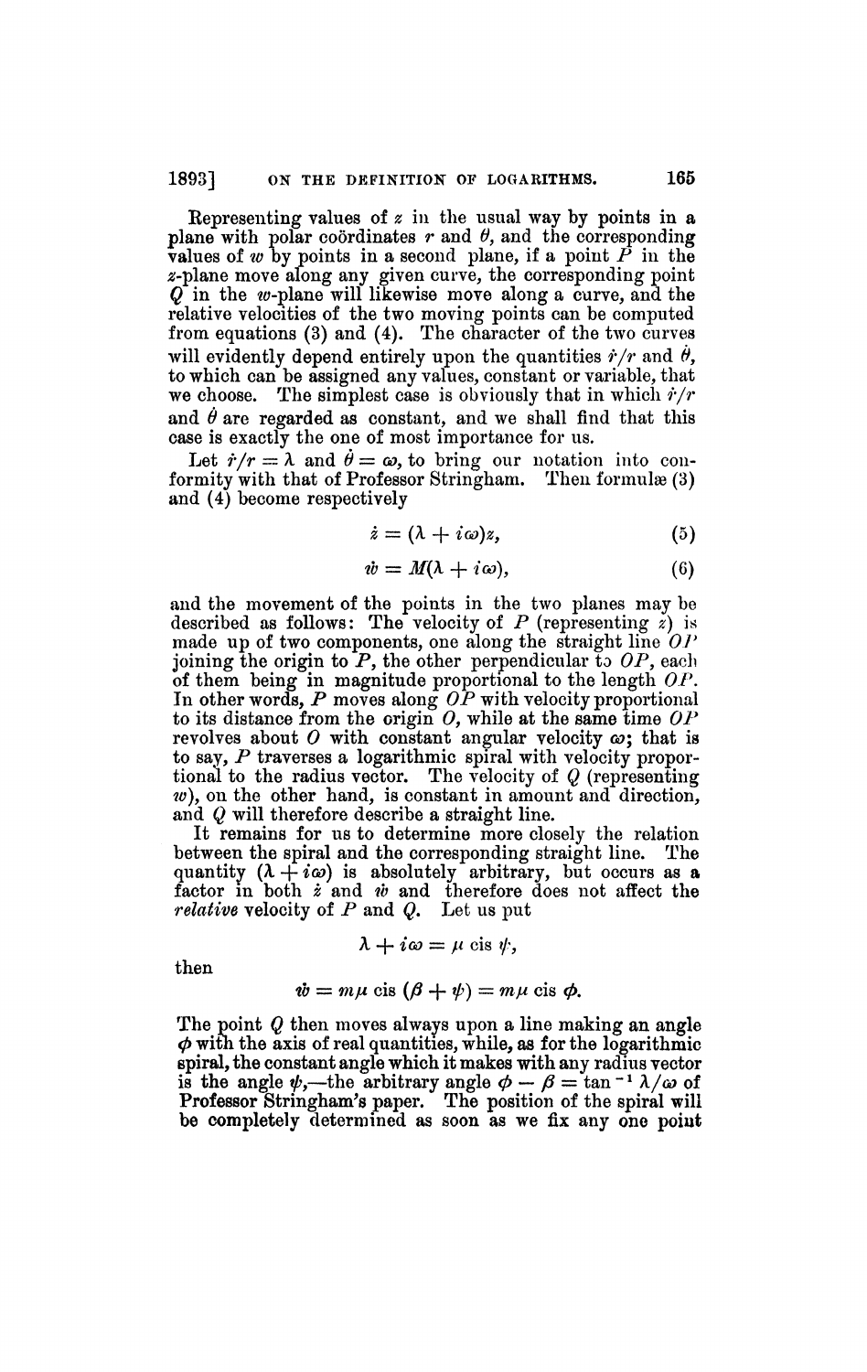Representing values of $z$ in the usual way by points in a plane with polar coördinates $r$ and $\theta$, and the corresponding values of $w$ by points in a second plane, if a point $P$ in the $z$-plane move along any given curve, the corresponding point $Q$ in the $w$-plane will likewise move along a curve, and the relative velocities of the two moving points can be computed from equations (3) and (4). The character of the two curves will evidently depend entirely upon the quantities $\dot{r}/r$ and $\dot{\theta}$, to which can be assigned any values, constant or variable, that we choose. The simplest case is obviously that in which $\dot{r}/r$ and $\dot{\theta}$ are regarded as constant, and we shall find that this case is exactly the one of most importance for us.

Let $\dot{r}/r = \lambda$ and $\dot{\theta} = \omega$, to bring our notation into conformity with that of Professor Stringham. Then formulæ (3) and (4) become respectively

$$\dot{z} = (\lambda + i\omega)z, \tag{5}$$

$$\dot{w} = M(\lambda + i\omega), \tag{6}$$

and the movement of the points in the two planes may be described as follows: The velocity of $P$ (representing $z$) is made up of two components, one along the straight line $OP$ joining the origin to $P$, the other perpendicular to $OP$, each of them being in magnitude proportional to the length $OP$. In other words, $P$ moves along $OP$ with velocity proportional to its distance from the origin $O$, while at the same time $OP$ revolves about $O$ with constant angular velocity $\omega$; that is to say, $P$ traverses a logarithmic spiral with velocity proportional to the radius vector. The velocity of $Q$ (representing $w$), on the other hand, is constant in amount and direction, and $Q$ will therefore describe a straight line.

It remains for us to determine more closely the relation between the spiral and the corresponding straight line. The quantity $(\lambda + i\omega)$ is absolutely arbitrary, but occurs as a factor in both $\dot{z}$ and $\dot{w}$ and therefore does not affect the *relative* velocity of $P$ and $Q$. Let us put

$$\lambda + i\omega = \mu \text{ cis } \psi,$$

then

$$\dot{w} = m\mu \text{ cis } (\beta + \psi) = m\mu \text{ cis } \phi.$$

The point $Q$ then moves always upon a line making an angle $\phi$ with the axis of real quantities, while, as for the logarithmic spiral, the constant angle which it makes with any radius vector is the angle $\psi$,—the arbitrary angle $\phi - \beta = \tan^{-1} \lambda/\omega$ of Professor Stringham's paper. The position of the spiral will be completely determined as soon as we fix any one point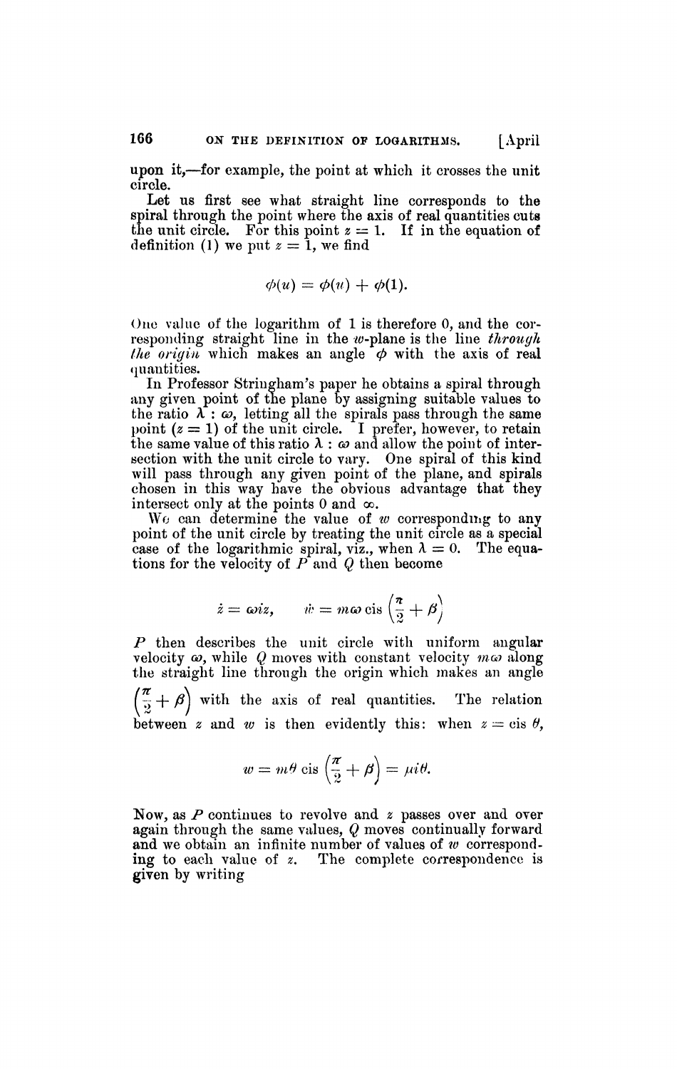upon it,—for example, the point at which it crosses the unit circle.

Let us first see what straight line corresponds to the spiral through the point where the axis of real quantities cuts the unit circle. For this point $z = 1$. If in the equation of definition (1) we put $z = 1$, we find

$$\phi(u) = \phi(u) + \phi(1).$$

One value of the logarithm of 1 is therefore 0, and the corresponding straight line in the $w$-plane is the line *through the origin* which makes an angle $\phi$ with the axis of real quantities.

In Professor Stringham's paper he obtains a spiral through any given point of the plane by assigning suitable values to the ratio $\lambda : \omega$, letting all the spirals pass through the same point ($z = 1$) of the unit circle. I prefer, however, to retain the same value of this ratio $\lambda : \omega$ and allow the point of intersection with the unit circle to vary. One spiral of this kind will pass through any given point of the plane, and spirals chosen in this way have the obvious advantage that they intersect only at the points 0 and $\infty$.

We can determine the value of $w$ corresponding to any point of the unit circle by treating the unit circle as a special case of the logarithmic spiral, viz., when $\lambda = 0$. The equations for the velocity of $P$ and $Q$ then become

$$\dot{z} = \omega i z, \qquad \dot{w} = m\omega \operatorname{cis}\left(\frac{\pi}{2} + \beta\right)$$

$P$ then describes the unit circle with uniform angular velocity $\omega$, while $Q$ moves with constant velocity $m\omega$ along the straight line through the origin which makes an angle $\left(\frac{\pi}{2} + \beta\right)$ with the axis of real quantities. The relation between $z$ and $w$ is then evidently this: when $z = \operatorname{cis} \theta$,

$$w = m\theta \operatorname{cis}\left(\frac{\pi}{2} + \beta\right) = \mu i \theta.$$

Now, as $P$ continues to revolve and $z$ passes over and over again through the same values, $Q$ moves continually forward and we obtain an infinite number of values of $w$ corresponding to each value of $z$. The complete correspondence is given by writing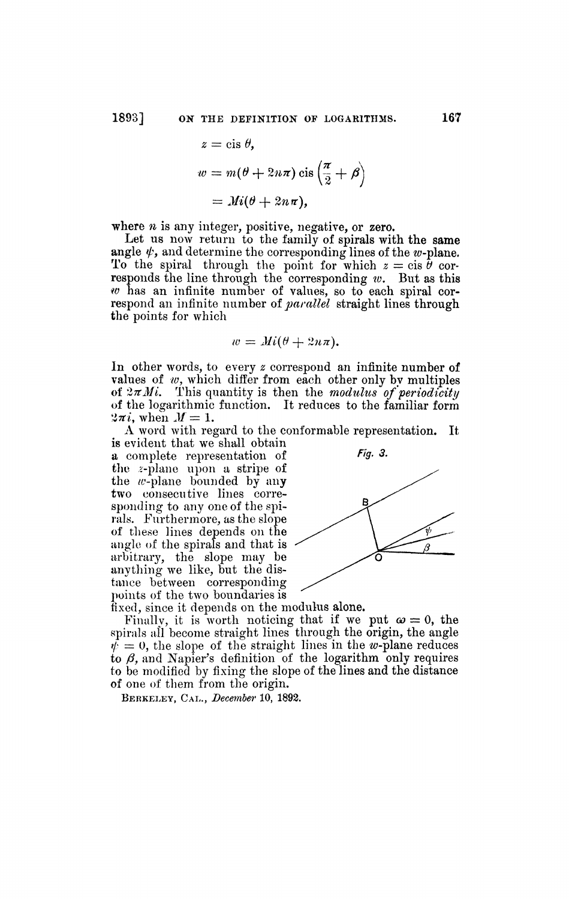$$z = \text{cis}\,\theta,$$

$$w = m(\theta + 2n\pi)\,\text{cis}\left(\frac{\pi}{2} + \beta\right)$$

$$= Mi(\theta + 2n\pi),$$

where $n$ is any integer, positive, negative, or zero.

Let us now return to the family of spirals with the same angle $\psi$, and determine the corresponding lines of the $w$-plane. To the spiral through the point for which $z = \text{cis}\,\theta$ corresponds the line through the corresponding $w$. But as this $w$ has an infinite number of values, so to each spiral correspond an infinite number of *parallel* straight lines through the points for which

$$w = Mi(\theta + 2n\pi).$$

In other words, to every $z$ correspond an infinite number of values of $w$, which differ from each other only by multiples of $2\pi Mi$. This quantity is then the *modulus of periodicity* of the logarithmic function. It reduces to the familiar form $2\pi i$, when $M = 1$.

A word with regard to the conformable representation. It is evident that we shall obtain a complete representation of the $z$-plane upon a stripe of the $w$-plane bounded by any two consecutive lines corresponding to any one of the spirals. Furthermore, as the slope of these lines depends on the angle of the spirals and that is arbitrary, the slope may be anything we like, but the distance between corresponding points of the two boundaries is fixed, since it depends on the modulus alone.

*Fig. 3.*

B

O

$\psi$

$\beta$

Finally, it is worth noticing that if we put $\omega = 0$, the spirals all become straight lines through the origin, the angle $\psi = 0$, the slope of the straight lines in the $w$-plane reduces to $\beta$, and Napier's definition of the logarithm only requires to be modified by fixing the slope of the lines and the distance of one of them from the origin.

BERKELEY, CAL., *December* 10, 1892.